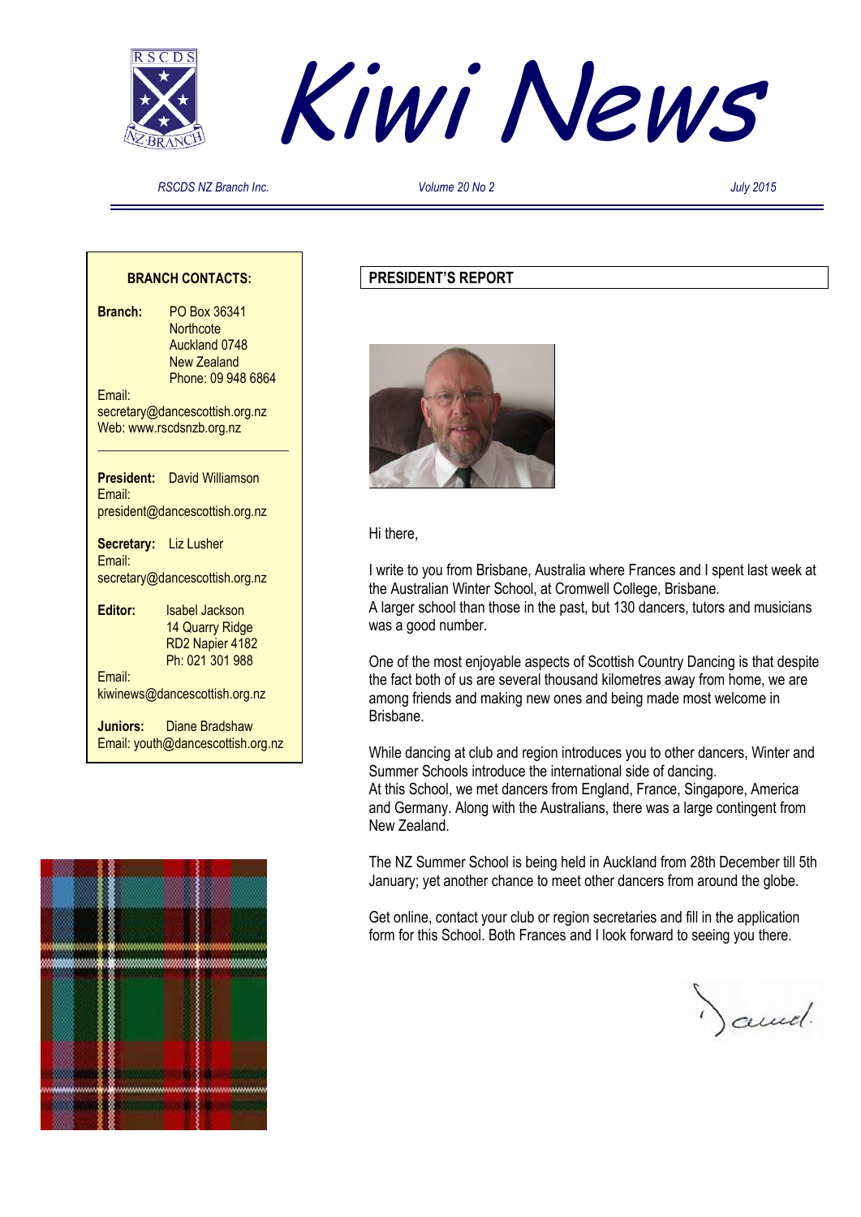# Kiwi News

*RSCDS NZ Branch Inc.* *Volume 20 No 2* *July 2015*

**BRANCH CONTACTS:**

**Branch:** PO Box 36341
Northcote
Auckland 0748
New Zealand
Phone: 09 948 6864
Email: secretary@dancescottish.org.nz
Web: www.rscdsnzb.org.nz

**President:** David Williamson
Email: president@dancescottish.org.nz

**Secretary:** Liz Lusher
Email: secretary@dancescottish.org.nz

**Editor:** Isabel Jackson
14 Quarry Ridge
RD2 Napier 4182
Ph: 021 301 988
Email: kiwinews@dancescottish.org.nz

**Juniors:** Diane Bradshaw
Email: youth@dancescottish.org.nz

## PRESIDENT'S REPORT

Hi there,

I write to you from Brisbane, Australia where Frances and I spent last week at the Australian Winter School, at Cromwell College, Brisbane.
A larger school than those in the past, but 130 dancers, tutors and musicians was a good number.

One of the most enjoyable aspects of Scottish Country Dancing is that despite the fact both of us are several thousand kilometres away from home, we are among friends and making new ones and being made most welcome in Brisbane.

While dancing at club and region introduces you to other dancers, Winter and Summer Schools introduce the international side of dancing.
At this School, we met dancers from England, France, Singapore, America and Germany. Along with the Australians, there was a large contingent from New Zealand.

The NZ Summer School is being held in Auckland from 28th December till 5th January; yet another chance to meet other dancers from around the globe.

Get online, contact your club or region secretaries and fill in the application form for this School. Both Frances and I look forward to seeing you there.

David.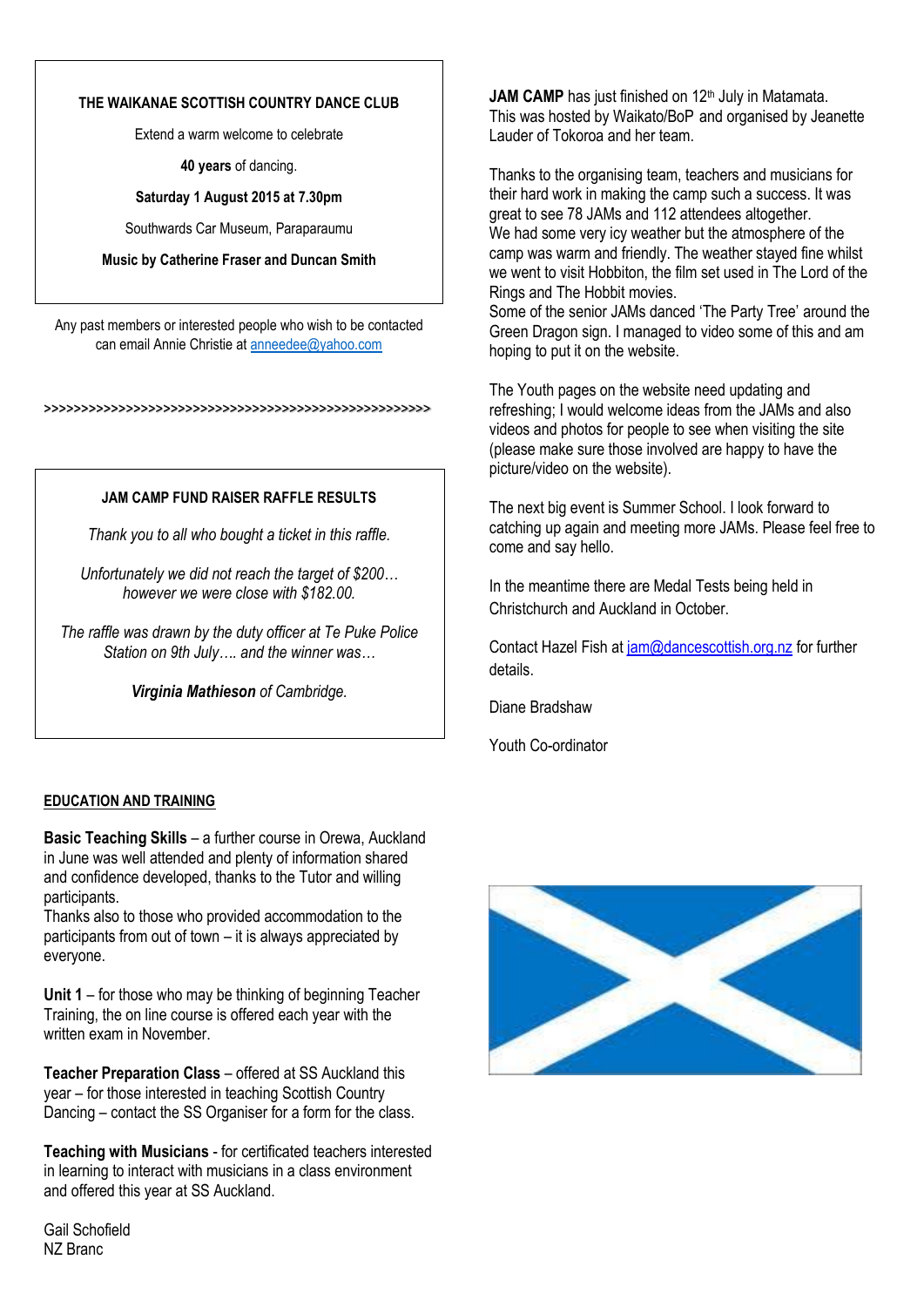**THE WAIKANAE SCOTTISH COUNTRY DANCE CLUB**

Extend a warm welcome to celebrate

**40 years** of dancing.

**Saturday 1 August 2015 at 7.30pm**

Southwards Car Museum, Paraparaumu

**Music by Catherine Fraser and Duncan Smith**

Any past members or interested people who wish to be contacted can email Annie Christie at anneedee@yahoo.com

>>>>>>>>>>>>>>>>>>>>>>>>>>>>>>>>>>>>>>>>>>>>>>>>>>>>>>>>

**JAM CAMP FUND RAISER RAFFLE RESULTS**

*Thank you to all who bought a ticket in this raffle.*

*Unfortunately we did not reach the target of $200… however we were close with $182.00.*

*The raffle was drawn by the duty officer at Te Puke Police Station on 9th July…. and the winner was…*

***Virginia Mathieson** of Cambridge.*

**EDUCATION AND TRAINING**

**Basic Teaching Skills** – a further course in Orewa, Auckland in June was well attended and plenty of information shared and confidence developed, thanks to the Tutor and willing participants.
Thanks also to those who provided accommodation to the participants from out of town – it is always appreciated by everyone.

**Unit 1** – for those who may be thinking of beginning Teacher Training, the on line course is offered each year with the written exam in November.

**Teacher Preparation Class** – offered at SS Auckland this year – for those interested in teaching Scottish Country Dancing – contact the SS Organiser for a form for the class.

**Teaching with Musicians** - for certificated teachers interested in learning to interact with musicians in a class environment and offered this year at SS Auckland.

Gail Schofield
NZ Branc

**JAM CAMP** has just finished on 12th July in Matamata. This was hosted by Waikato/BoP and organised by Jeanette Lauder of Tokoroa and her team.

Thanks to the organising team, teachers and musicians for their hard work in making the camp such a success. It was great to see 78 JAMs and 112 attendees altogether.
We had some very icy weather but the atmosphere of the camp was warm and friendly. The weather stayed fine whilst we went to visit Hobbiton, the film set used in The Lord of the Rings and The Hobbit movies.
Some of the senior JAMs danced 'The Party Tree' around the Green Dragon sign. I managed to video some of this and am hoping to put it on the website.

The Youth pages on the website need updating and refreshing; I would welcome ideas from the JAMs and also videos and photos for people to see when visiting the site (please make sure those involved are happy to have the picture/video on the website).

The next big event is Summer School. I look forward to catching up again and meeting more JAMs. Please feel free to come and say hello.

In the meantime there are Medal Tests being held in Christchurch and Auckland in October.

Contact Hazel Fish at jam@dancescottish.org.nz for further details.

Diane Bradshaw

Youth Co-ordinator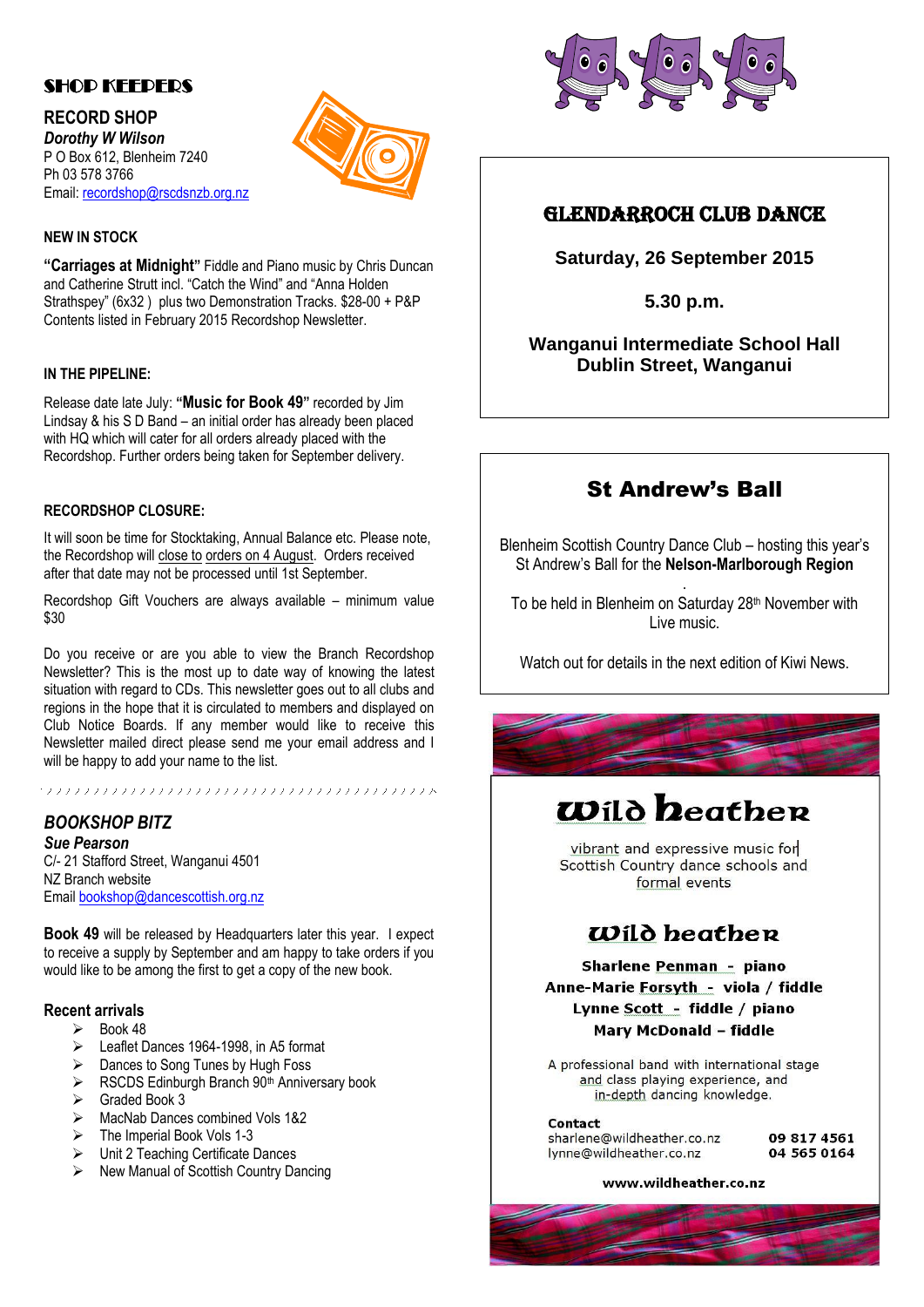## SHOP KEEPERS

### RECORD SHOP

***Dorothy W Wilson***
P O Box 612, Blenheim 7240
Ph 03 578 3766
Email: recordshop@rscdsnzb.org.nz

**NEW IN STOCK**

**"Carriages at Midnight"** Fiddle and Piano music by Chris Duncan and Catherine Strutt incl. "Catch the Wind" and "Anna Holden Strathspey" (6x32 ) plus two Demonstration Tracks. $28-00 + P&P Contents listed in February 2015 Recordshop Newsletter.

**IN THE PIPELINE:**

Release date late July: **"Music for Book 49"** recorded by Jim Lindsay & his S D Band – an initial order has already been placed with HQ which will cater for all orders already placed with the Recordshop. Further orders being taken for September delivery.

**RECORDSHOP CLOSURE:**

It will soon be time for Stocktaking, Annual Balance etc. Please note, the Recordshop will close to orders on 4 August. Orders received after that date may not be processed until 1st September.

Recordshop Gift Vouchers are always available – minimum value $30

Do you receive or are you able to view the Branch Recordshop Newsletter? This is the most up to date way of knowing the latest situation with regard to CDs. This newsletter goes out to all clubs and regions in the hope that it is circulated to members and displayed on Club Notice Boards. If any member would like to receive this Newsletter mailed direct please send me your email address and I will be happy to add your name to the list.

### *BOOKSHOP BITZ*

***Sue Pearson***
C/- 21 Stafford Street, Wanganui 4501
NZ Branch website
Email bookshop@dancescottish.org.nz

**Book 49** will be released by Headquarters later this year. I expect to receive a supply by September and am happy to take orders if you would like to be among the first to get a copy of the new book.

**Recent arrivals**

- Book 48
- Leaflet Dances 1964-1998, in A5 format
- Dances to Song Tunes by Hugh Foss
- RSCDS Edinburgh Branch 90th Anniversary book
- Graded Book 3
- MacNab Dances combined Vols 1&2
- The Imperial Book Vols 1-3
- Unit 2 Teaching Certificate Dances
- New Manual of Scottish Country Dancing

## GLENDARROCH CLUB DANCE

**Saturday, 26 September 2015**

**5.30 p.m.**

**Wanganui Intermediate School Hall**
**Dublin Street, Wanganui**

## St Andrew's Ball

Blenheim Scottish Country Dance Club – hosting this year's St Andrew's Ball for the **Nelson-Marlborough Region**

To be held in Blenheim on Saturday 28th November with Live music.

Watch out for details in the next edition of Kiwi News.

## Wild heather

vibrant and expressive music for Scottish Country dance schools and formal events

### Wild heather

**Sharlene Penman - piano**
**Anne-Marie Forsyth - viola / fiddle**
**Lynne Scott - fiddle / piano**
**Mary McDonald – fiddle**

A professional band with international stage and class playing experience, and in-depth dancing knowledge.

**Contact**
sharlene@wildheather.co.nz **09 817 4561**
lynne@wildheather.co.nz **04 565 0164**

**www.wildheather.co.nz**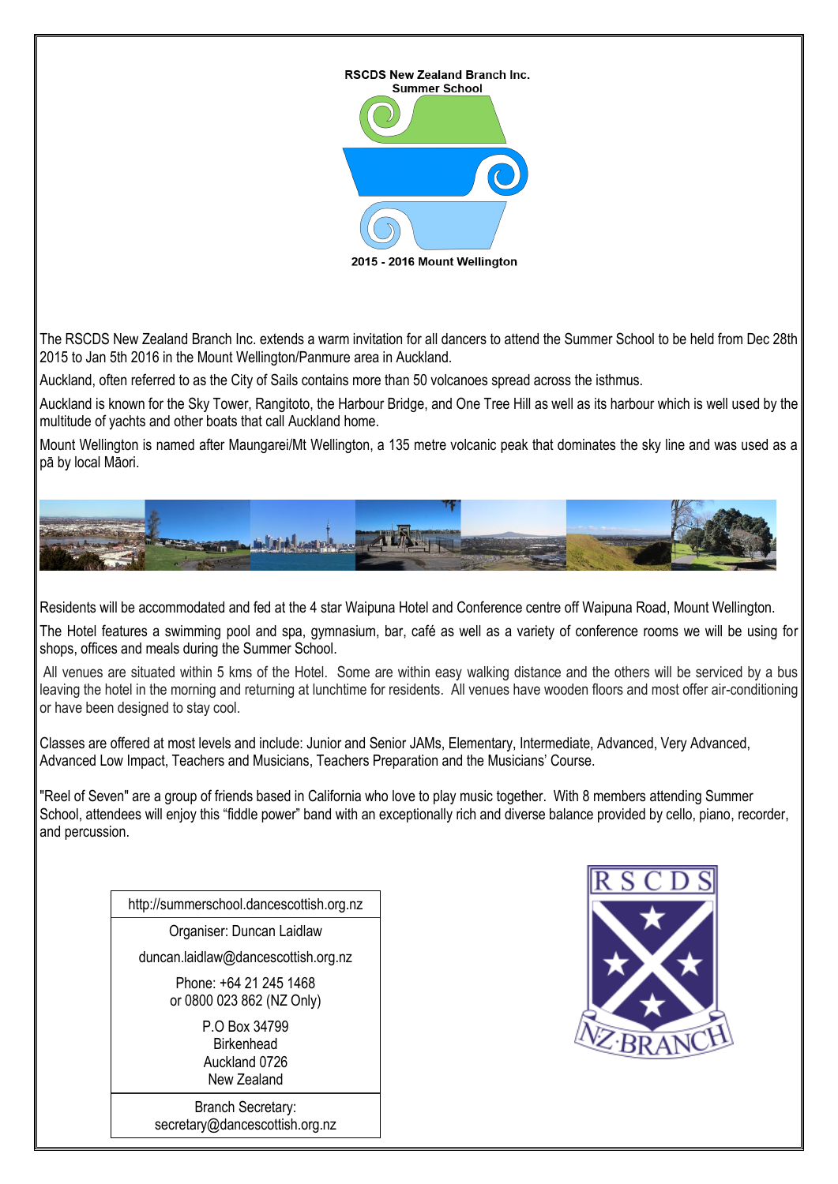**RSCDS New Zealand Branch Inc.**
**Summer School**

**2015 - 2016 Mount Wellington**

The RSCDS New Zealand Branch Inc. extends a warm invitation for all dancers to attend the Summer School to be held from Dec 28th 2015 to Jan 5th 2016 in the Mount Wellington/Panmure area in Auckland.

Auckland, often referred to as the City of Sails contains more than 50 volcanoes spread across the isthmus.

Auckland is known for the Sky Tower, Rangitoto, the Harbour Bridge, and One Tree Hill as well as its harbour which is well used by the multitude of yachts and other boats that call Auckland home.

Mount Wellington is named after Maungarei/Mt Wellington, a 135 metre volcanic peak that dominates the sky line and was used as a pā by local Māori.

Residents will be accommodated and fed at the 4 star Waipuna Hotel and Conference centre off Waipuna Road, Mount Wellington.

The Hotel features a swimming pool and spa, gymnasium, bar, café as well as a variety of conference rooms we will be using for shops, offices and meals during the Summer School.

All venues are situated within 5 kms of the Hotel. Some are within easy walking distance and the others will be serviced by a bus leaving the hotel in the morning and returning at lunchtime for residents. All venues have wooden floors and most offer air-conditioning or have been designed to stay cool.

Classes are offered at most levels and include: Junior and Senior JAMs, Elementary, Intermediate, Advanced, Very Advanced, Advanced Low Impact, Teachers and Musicians, Teachers Preparation and the Musicians' Course.

"Reel of Seven" are a group of friends based in California who love to play music together. With 8 members attending Summer School, attendees will enjoy this "fiddle power" band with an exceptionally rich and diverse balance provided by cello, piano, recorder, and percussion.

http://summerschool.dancescottish.org.nz

Organiser: Duncan Laidlaw

duncan.laidlaw@dancescottish.org.nz

Phone: +64 21 245 1468
or 0800 023 862 (NZ Only)

P.O Box 34799
Birkenhead
Auckland 0726
New Zealand

Branch Secretary:
secretary@dancescottish.org.nz

RSCDS
NZ·BRANCH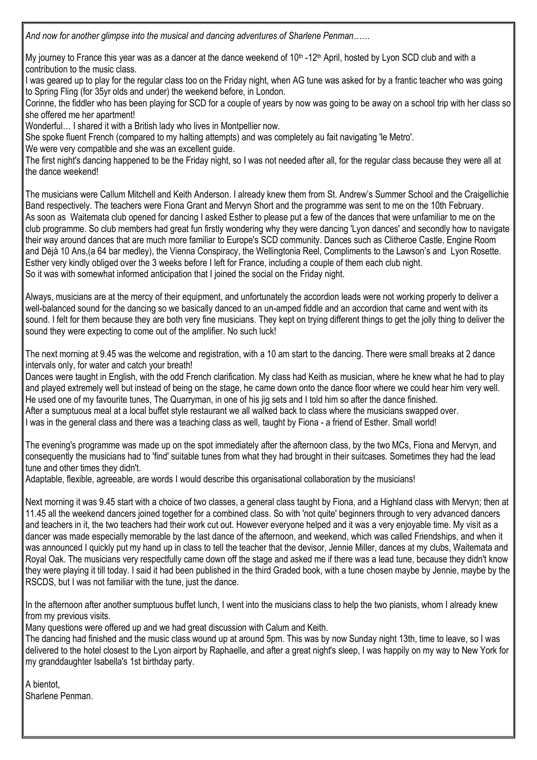*And now for another glimpse into the musical and dancing adventures of Sharlene Penman……*

My journey to France this year was as a dancer at the dance weekend of 10th -12th April, hosted by Lyon SCD club and with a contribution to the music class.

I was geared up to play for the regular class too on the Friday night, when AG tune was asked for by a frantic teacher who was going to Spring Fling (for 35yr olds and under) the weekend before, in London.

Corinne, the fiddler who has been playing for SCD for a couple of years by now was going to be away on a school trip with her class so she offered me her apartment!

Wonderful… I shared it with a British lady who lives in Montpellier now.

She spoke fluent French (compared to my halting attempts) and was completely au fait navigating 'le Metro'.

We were very compatible and she was an excellent guide.

The first night's dancing happened to be the Friday night, so I was not needed after all, for the regular class because they were all at the dance weekend!

The musicians were Callum Mitchell and Keith Anderson. I already knew them from St. Andrew's Summer School and the Craigellichie Band respectively. The teachers were Fiona Grant and Mervyn Short and the programme was sent to me on the 10th February.

As soon as Waitemata club opened for dancing I asked Esther to please put a few of the dances that were unfamiliar to me on the club programme. So club members had great fun firstly wondering why they were dancing 'Lyon dances' and secondly how to navigate their way around dances that are much more familiar to Europe's SCD community. Dances such as Clitheroe Castle, Engine Room and Déjà 10 Ans,(a 64 bar medley), the Vienna Conspiracy, the Wellingtonia Reel, Compliments to the Lawson's and Lyon Rosette. Esther very kindly obliged over the 3 weeks before I left for France, including a couple of them each club night.

So it was with somewhat informed anticipation that I joined the social on the Friday night.

Always, musicians are at the mercy of their equipment, and unfortunately the accordion leads were not working properly to deliver a well-balanced sound for the dancing so we basically danced to an un-amped fiddle and an accordion that came and went with its sound. I felt for them because they are both very fine musicians. They kept on trying different things to get the jolly thing to deliver the sound they were expecting to come out of the amplifier. No such luck!

The next morning at 9.45 was the welcome and registration, with a 10 am start to the dancing. There were small breaks at 2 dance intervals only, for water and catch your breath!

Dances were taught in English, with the odd French clarification. My class had Keith as musician, where he knew what he had to play and played extremely well but instead of being on the stage, he came down onto the dance floor where we could hear him very well. He used one of my favourite tunes, The Quarryman, in one of his jig sets and I told him so after the dance finished.

After a sumptuous meal at a local buffet style restaurant we all walked back to class where the musicians swapped over.

I was in the general class and there was a teaching class as well, taught by Fiona - a friend of Esther. Small world!

The evening's programme was made up on the spot immediately after the afternoon class, by the two MCs, Fiona and Mervyn, and consequently the musicians had to 'find' suitable tunes from what they had brought in their suitcases. Sometimes they had the lead tune and other times they didn't.

Adaptable, flexible, agreeable, are words I would describe this organisational collaboration by the musicians!

Next morning it was 9.45 start with a choice of two classes, a general class taught by Fiona, and a Highland class with Mervyn; then at 11.45 all the weekend dancers joined together for a combined class. So with 'not quite' beginners through to very advanced dancers and teachers in it, the two teachers had their work cut out. However everyone helped and it was a very enjoyable time. My visit as a dancer was made especially memorable by the last dance of the afternoon, and weekend, which was called Friendships, and when it was announced I quickly put my hand up in class to tell the teacher that the devisor, Jennie Miller, dances at my clubs, Waitemata and Royal Oak. The musicians very respectfully came down off the stage and asked me if there was a lead tune, because they didn't know they were playing it till today. I said it had been published in the third Graded book, with a tune chosen maybe by Jennie, maybe by the RSCDS, but I was not familiar with the tune, just the dance.

In the afternoon after another sumptuous buffet lunch, I went into the musicians class to help the two pianists, whom I already knew from my previous visits.

Many questions were offered up and we had great discussion with Calum and Keith.

The dancing had finished and the music class wound up at around 5pm. This was by now Sunday night 13th, time to leave, so I was delivered to the hotel closest to the Lyon airport by Raphaelle, and after a great night's sleep, I was happily on my way to New York for my granddaughter Isabella's 1st birthday party.

A bientot,
Sharlene Penman.